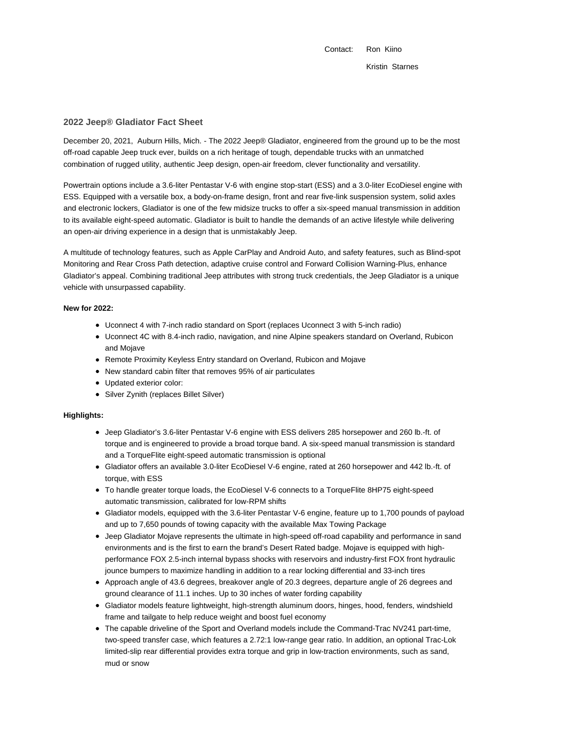Contact: Ron Kiino

Kristin Starnes

## 2022 Jeep® Gladiator Fact Sheet

December 20, 2021, Auburn Hills, Mich. - The 2022 Jeep® Gladiator, engineered from the ground up to be the most off-road capable Jeep truck ever, builds on a rich heritage of tough, dependable trucks with an unmatched combination of rugged utility, authentic Jeep design, open-air freedom, clever functionality and versatility.

Powertrain options include a 3.6-liter Pentastar V-6 with engine stop-start (ESS) and a 3.0-liter EcoDiesel engine with ESS. Equipped with a versatile box, a body-on-frame design, front and rear five-link suspension system, solid axles and electronic lockers, Gladiator is one of the few midsize trucks to offer a six-speed manual transmission in addition to its available eight-speed automatic. Gladiator is built to handle the demands of an active lifestyle while delivering an open-air driving experience in a design that is unmistakably Jeep.

A multitude of technology features, such as Apple CarPlay and Android Auto, and safety features, such as Blind-spot Monitoring and Rear Cross Path detection, adaptive cruise control and Forward Collision Warning-Plus, enhance Gladiator's appeal. Combining traditional Jeep attributes with strong truck credentials, the Jeep Gladiator is a unique vehicle with unsurpassed capability.

**New for 2022:**

- Uconnect 4 with 7-inch radio standard on Sport (replaces Uconnect 3 with 5-inch radio)
- Uconnect 4C with 8.4-inch radio, navigation, and nine Alpine speakers standard on Overland, Rubicon and Mojave
- Remote Proximity Keyless Entry standard on Overland, Rubicon and Mojave
- New standard cabin filter that removes 95% of air particulates
- Updated exterior color:
- Silver Zynith (replaces Billet Silver)

**Highlights:**

- Jeep Gladiator's 3.6-liter Pentastar V-6 engine with ESS delivers 285 horsepower and 260 lb.-ft. of torque and is engineered to provide a broad torque band. A six-speed manual transmission is standard and a TorqueFlite eight-speed automatic transmission is optional
- Gladiator offers an available 3.0-liter EcoDiesel V-6 engine, rated at 260 horsepower and 442 lb.-ft. of torque, with ESS
- To handle greater torque loads, the EcoDiesel V-6 connects to a TorqueFlite 8HP75 eight-speed automatic transmission, calibrated for low-RPM shifts
- Gladiator models, equipped with the 3.6-liter Pentastar V-6 engine, feature up to 1,700 pounds of payload and up to 7,650 pounds of towing capacity with the available Max Towing Package
- Jeep Gladiator Mojave represents the ultimate in high-speed off-road capability and performance in sand environments and is the first to earn the brand's Desert Rated badge. Mojave is equipped with high-performance FOX 2.5-inch internal bypass shocks with reservoirs and industry-first FOX front hydraulic jounce bumpers to maximize handling in addition to a rear locking differential and 33-inch tires
- Approach angle of 43.6 degrees, breakover angle of 20.3 degrees, departure angle of 26 degrees and ground clearance of 11.1 inches. Up to 30 inches of water fording capability
- Gladiator models feature lightweight, high-strength aluminum doors, hinges, hood, fenders, windshield frame and tailgate to help reduce weight and boost fuel economy
- The capable driveline of the Sport and Overland models include the Command-Trac NV241 part-time, two-speed transfer case, which features a 2.72:1 low-range gear ratio. In addition, an optional Trac-Lok limited-slip rear differential provides extra torque and grip in low-traction environments, such as sand, mud or snow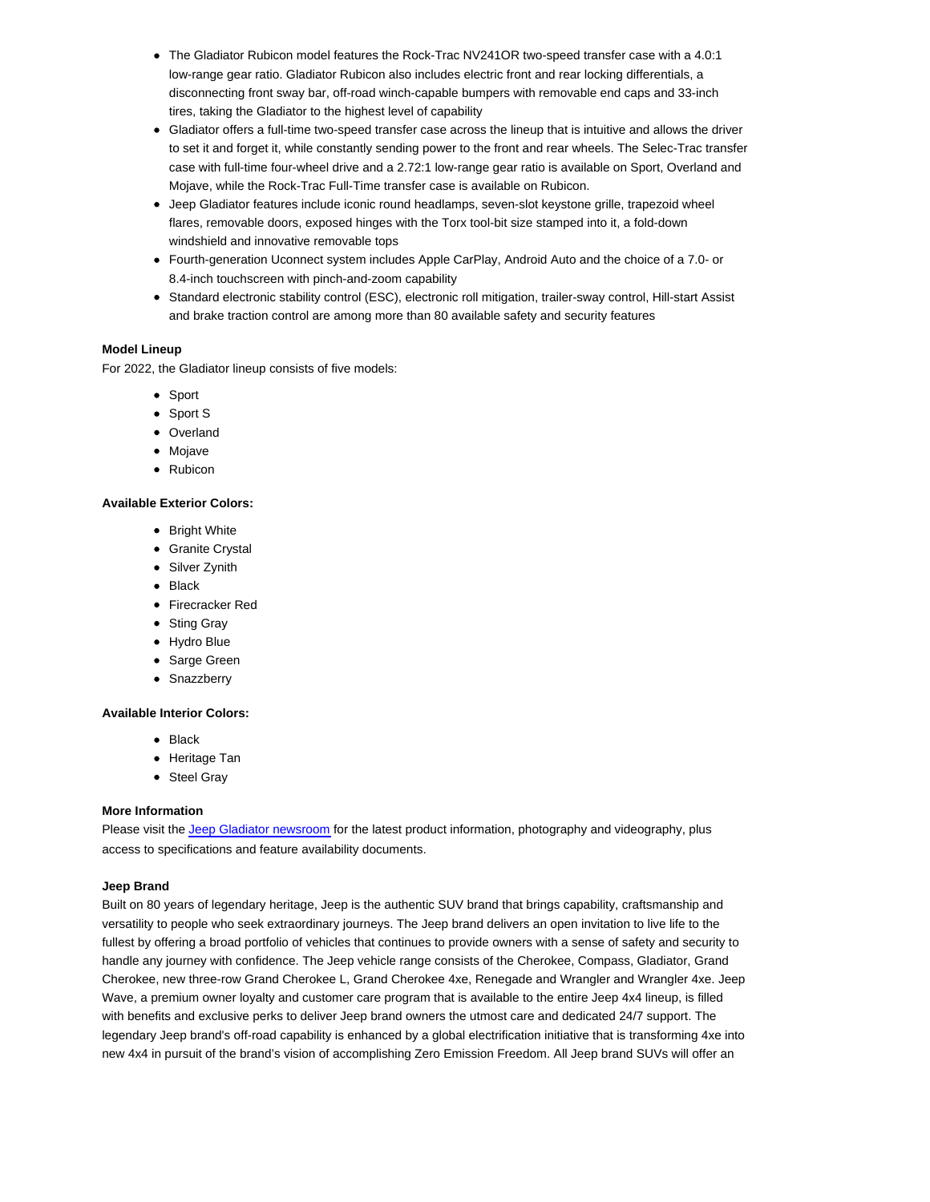- The Gladiator Rubicon model features the Rock-Trac NV241OR two-speed transfer case with a 4.0:1 low-range gear ratio. Gladiator Rubicon also includes electric front and rear locking differentials, a disconnecting front sway bar, off-road winch-capable bumpers with removable end caps and 33-inch tires, taking the Gladiator to the highest level of capability
- Gladiator offers a full-time two-speed transfer case across the lineup that is intuitive and allows the driver to set it and forget it, while constantly sending power to the front and rear wheels. The Selec-Trac transfer case with full-time four-wheel drive and a 2.72:1 low-range gear ratio is available on Sport, Overland and Mojave, while the Rock-Trac Full-Time transfer case is available on Rubicon.
- Jeep Gladiator features include iconic round headlamps, seven-slot keystone grille, trapezoid wheel flares, removable doors, exposed hinges with the Torx tool-bit size stamped into it, a fold-down windshield and innovative removable tops
- Fourth-generation Uconnect system includes Apple CarPlay, Android Auto and the choice of a 7.0- or 8.4-inch touchscreen with pinch-and-zoom capability
- Standard electronic stability control (ESC), electronic roll mitigation, trailer-sway control, Hill-start Assist and brake traction control are among more than 80 available safety and security features

**Model Lineup**

For 2022, the Gladiator lineup consists of five models:

- Sport
- Sport S
- Overland
- Mojave
- Rubicon

**Available Exterior Colors:**

- Bright White
- Granite Crystal
- Silver Zynith
- Black
- Firecracker Red
- Sting Gray
- Hydro Blue
- Sarge Green
- Snazzberry

**Available Interior Colors:**

- Black
- Heritage Tan
- Steel Gray

**More Information**

Please visit the Jeep Gladiator newsroom for the latest product information, photography and videography, plus access to specifications and feature availability documents.

**Jeep Brand**

Built on 80 years of legendary heritage, Jeep is the authentic SUV brand that brings capability, craftsmanship and versatility to people who seek extraordinary journeys. The Jeep brand delivers an open invitation to live life to the fullest by offering a broad portfolio of vehicles that continues to provide owners with a sense of safety and security to handle any journey with confidence. The Jeep vehicle range consists of the Cherokee, Compass, Gladiator, Grand Cherokee, new three-row Grand Cherokee L, Grand Cherokee 4xe, Renegade and Wrangler and Wrangler 4xe. Jeep Wave, a premium owner loyalty and customer care program that is available to the entire Jeep 4x4 lineup, is filled with benefits and exclusive perks to deliver Jeep brand owners the utmost care and dedicated 24/7 support. The legendary Jeep brand's off-road capability is enhanced by a global electrification initiative that is transforming 4xe into new 4x4 in pursuit of the brand's vision of accomplishing Zero Emission Freedom. All Jeep brand SUVs will offer an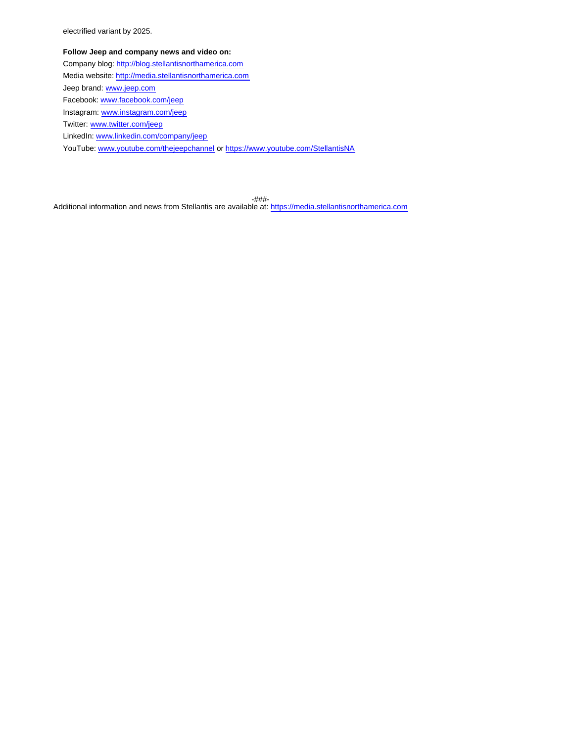electrified variant by 2025.

**Follow Jeep and company news and video on:**

Company blog: http://blog.stellantisnorthamerica.com
Media website: http://media.stellantisnorthamerica.com
Jeep brand: www.jeep.com
Facebook: www.facebook.com/jeep
Instagram: www.instagram.com/jeep
Twitter: www.twitter.com/jeep
LinkedIn: www.linkedin.com/company/jeep
YouTube: www.youtube.com/thejeepchannel or https://www.youtube.com/StellantisNA

-###-

Additional information and news from Stellantis are available at: https://media.stellantisnorthamerica.com